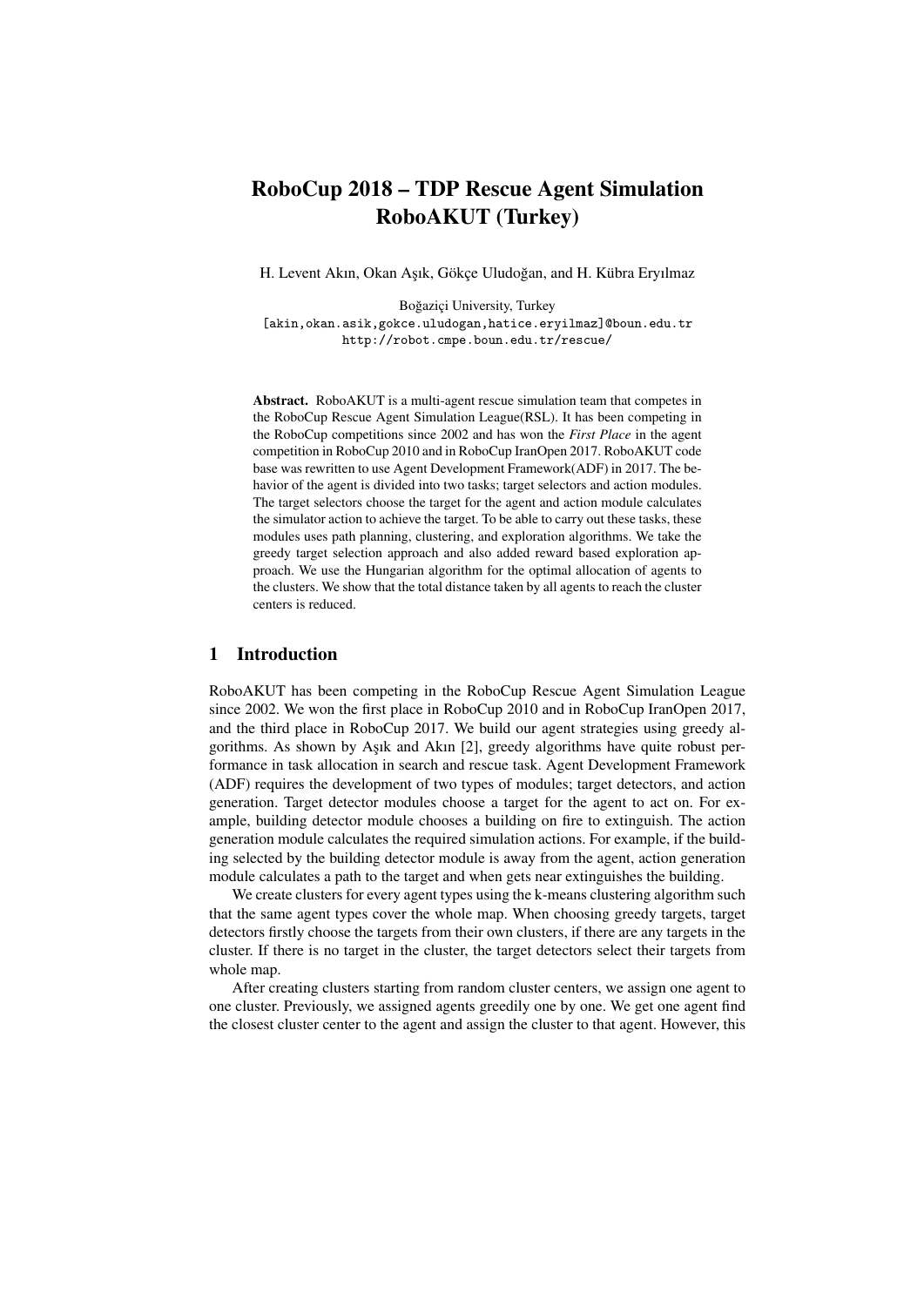# RoboCup 2018 – TDP Rescue Agent Simulation RoboAKUT (Turkey)

H. Levent Akın, Okan Aşık, Gökçe Uludoğan, and H. Kübra Eryılmaz

Boğaziçi University, Turkey
[akin,okan.asik,gokce.uludogan,hatice.eryilmaz]@boun.edu.tr
http://robot.cmpe.boun.edu.tr/rescue/

**Abstract.** RoboAKUT is a multi-agent rescue simulation team that competes in the RoboCup Rescue Agent Simulation League(RSL). It has been competing in the RoboCup competitions since 2002 and has won the *First Place* in the agent competition in RoboCup 2010 and in RoboCup IranOpen 2017. RoboAKUT code base was rewritten to use Agent Development Framework(ADF) in 2017. The behavior of the agent is divided into two tasks; target selectors and action modules. The target selectors choose the target for the agent and action module calculates the simulator action to achieve the target. To be able to carry out these tasks, these modules uses path planning, clustering, and exploration algorithms. We take the greedy target selection approach and also added reward based exploration approach. We use the Hungarian algorithm for the optimal allocation of agents to the clusters. We show that the total distance taken by all agents to reach the cluster centers is reduced.

## 1 Introduction

RoboAKUT has been competing in the RoboCup Rescue Agent Simulation League since 2002. We won the first place in RoboCup 2010 and in RoboCup IranOpen 2017, and the third place in RoboCup 2017. We build our agent strategies using greedy algorithms. As shown by Aşık and Akın [2], greedy algorithms have quite robust performance in task allocation in search and rescue task. Agent Development Framework (ADF) requires the development of two types of modules; target detectors, and action generation. Target detector modules choose a target for the agent to act on. For example, building detector module chooses a building on fire to extinguish. The action generation module calculates the required simulation actions. For example, if the building selected by the building detector module is away from the agent, action generation module calculates a path to the target and when gets near extinguishes the building.

We create clusters for every agent types using the k-means clustering algorithm such that the same agent types cover the whole map. When choosing greedy targets, target detectors firstly choose the targets from their own clusters, if there are any targets in the cluster. If there is no target in the cluster, the target detectors select their targets from whole map.

After creating clusters starting from random cluster centers, we assign one agent to one cluster. Previously, we assigned agents greedily one by one. We get one agent find the closest cluster center to the agent and assign the cluster to that agent. However, this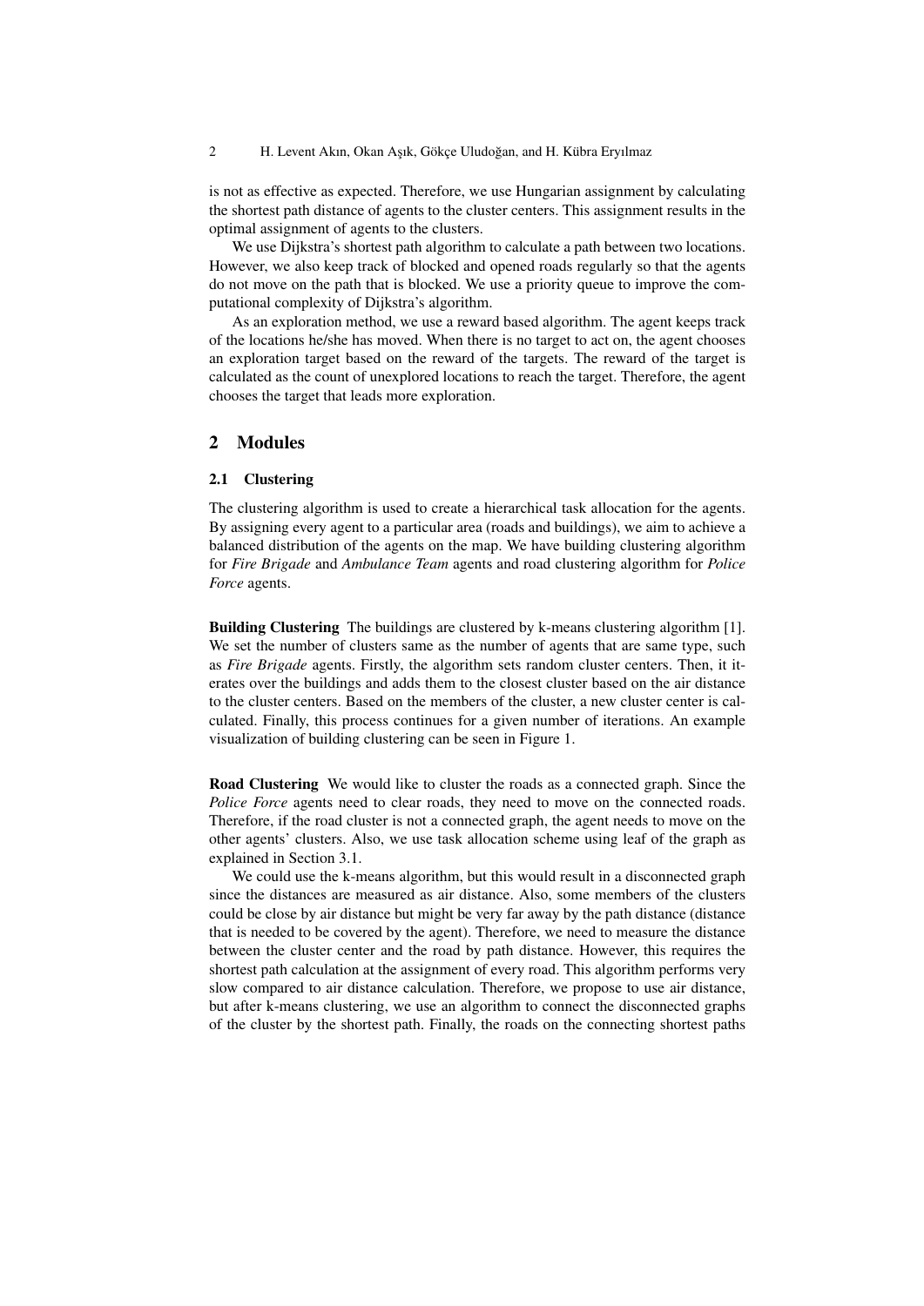is not as effective as expected. Therefore, we use Hungarian assignment by calculating the shortest path distance of agents to the cluster centers. This assignment results in the optimal assignment of agents to the clusters.

We use Dijkstra's shortest path algorithm to calculate a path between two locations. However, we also keep track of blocked and opened roads regularly so that the agents do not move on the path that is blocked. We use a priority queue to improve the computational complexity of Dijkstra's algorithm.

As an exploration method, we use a reward based algorithm. The agent keeps track of the locations he/she has moved. When there is no target to act on, the agent chooses an exploration target based on the reward of the targets. The reward of the target is calculated as the count of unexplored locations to reach the target. Therefore, the agent chooses the target that leads more exploration.

## 2 Modules

### 2.1 Clustering

The clustering algorithm is used to create a hierarchical task allocation for the agents. By assigning every agent to a particular area (roads and buildings), we aim to achieve a balanced distribution of the agents on the map. We have building clustering algorithm for *Fire Brigade* and *Ambulance Team* agents and road clustering algorithm for *Police Force* agents.

**Building Clustering** The buildings are clustered by k-means clustering algorithm [1]. We set the number of clusters same as the number of agents that are same type, such as *Fire Brigade* agents. Firstly, the algorithm sets random cluster centers. Then, it iterates over the buildings and adds them to the closest cluster based on the air distance to the cluster centers. Based on the members of the cluster, a new cluster center is calculated. Finally, this process continues for a given number of iterations. An example visualization of building clustering can be seen in Figure 1.

**Road Clustering** We would like to cluster the roads as a connected graph. Since the *Police Force* agents need to clear roads, they need to move on the connected roads. Therefore, if the road cluster is not a connected graph, the agent needs to move on the other agents' clusters. Also, we use task allocation scheme using leaf of the graph as explained in Section 3.1.

We could use the k-means algorithm, but this would result in a disconnected graph since the distances are measured as air distance. Also, some members of the clusters could be close by air distance but might be very far away by the path distance (distance that is needed to be covered by the agent). Therefore, we need to measure the distance between the cluster center and the road by path distance. However, this requires the shortest path calculation at the assignment of every road. This algorithm performs very slow compared to air distance calculation. Therefore, we propose to use air distance, but after k-means clustering, we use an algorithm to connect the disconnected graphs of the cluster by the shortest path. Finally, the roads on the connecting shortest paths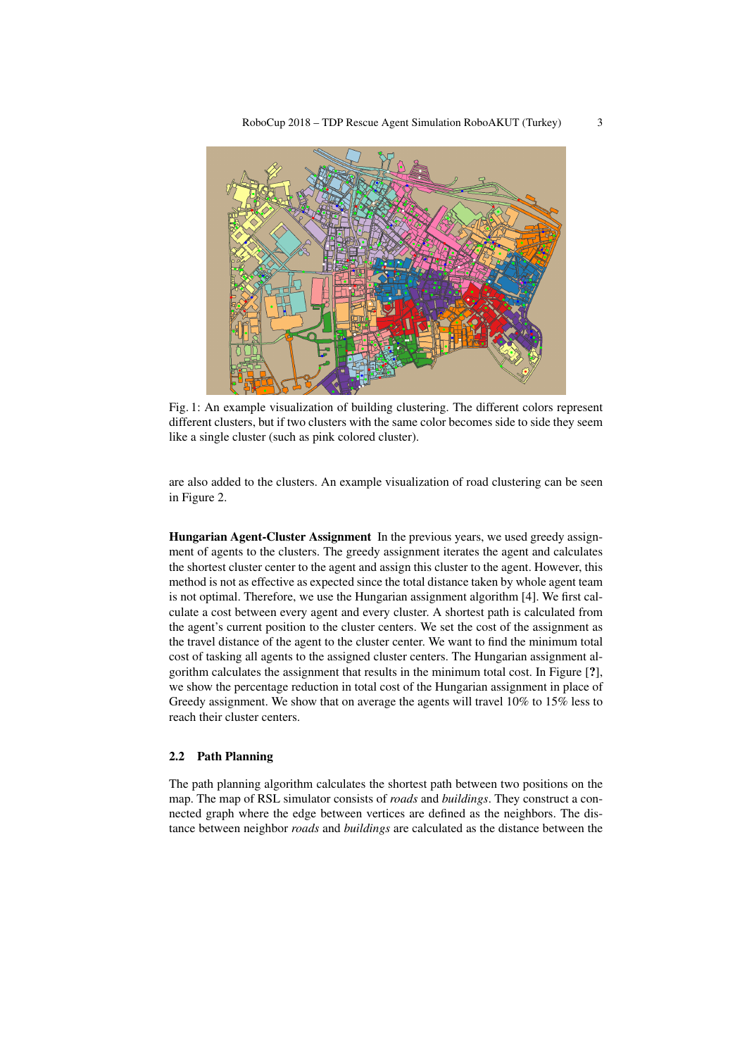Fig. 1: An example visualization of building clustering. The different colors represent different clusters, but if two clusters with the same color becomes side to side they seem like a single cluster (such as pink colored cluster).

are also added to the clusters. An example visualization of road clustering can be seen in Figure 2.

**Hungarian Agent-Cluster Assignment** In the previous years, we used greedy assignment of agents to the clusters. The greedy assignment iterates the agent and calculates the shortest cluster center to the agent and assign this cluster to the agent. However, this method is not as effective as expected since the total distance taken by whole agent team is not optimal. Therefore, we use the Hungarian assignment algorithm [4]. We first calculate a cost between every agent and every cluster. A shortest path is calculated from the agent's current position to the cluster centers. We set the cost of the assignment as the travel distance of the agent to the cluster center. We want to find the minimum total cost of tasking all agents to the assigned cluster centers. The Hungarian assignment algorithm calculates the assignment that results in the minimum total cost. In Figure [**?**], we show the percentage reduction in total cost of the Hungarian assignment in place of Greedy assignment. We show that on average the agents will travel 10% to 15% less to reach their cluster centers.

### 2.2 Path Planning

The path planning algorithm calculates the shortest path between two positions on the map. The map of RSL simulator consists of *roads* and *buildings*. They construct a connected graph where the edge between vertices are defined as the neighbors. The distance between neighbor *roads* and *buildings* are calculated as the distance between the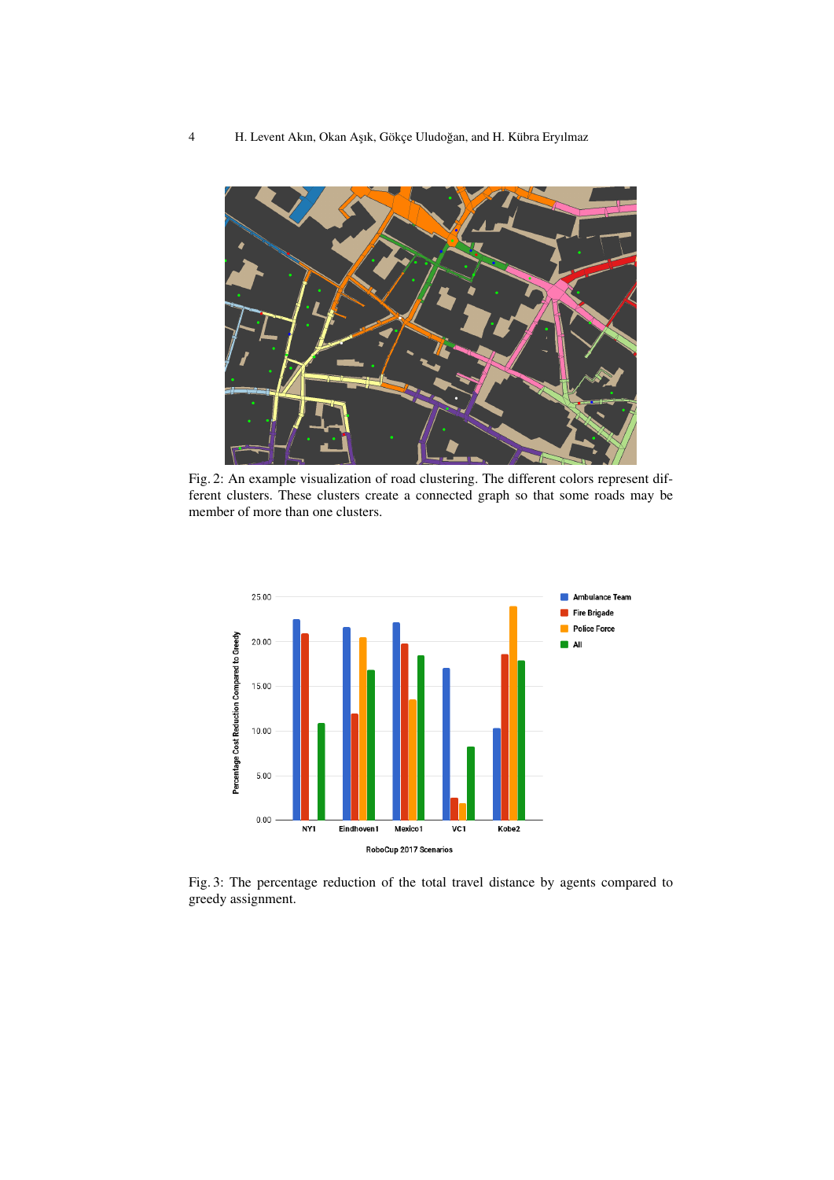Fig. 2: An example visualization of road clustering. The different colors represent different clusters. These clusters create a connected graph so that some roads may be member of more than one clusters.

Fig. 3: The percentage reduction of the total travel distance by agents compared to greedy assignment.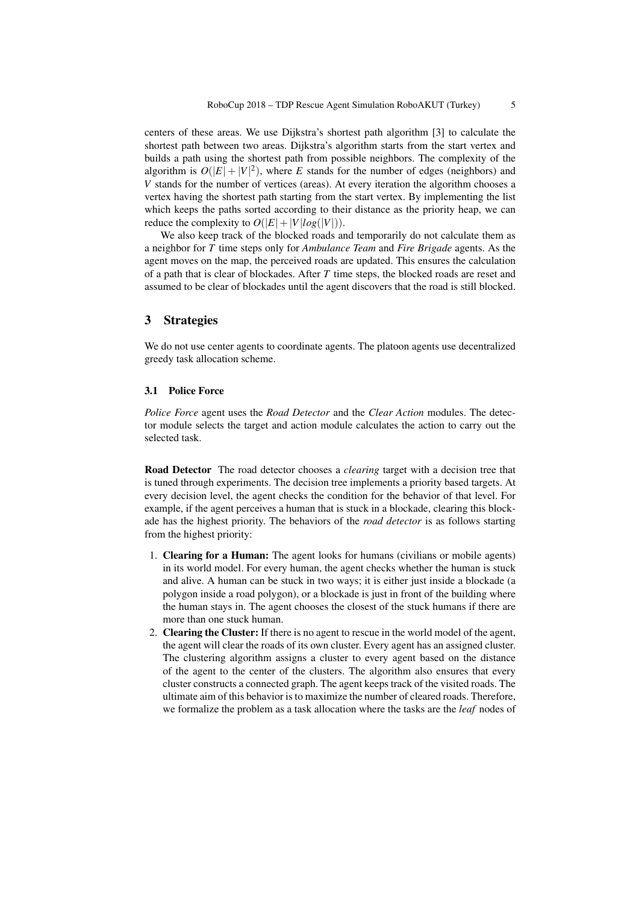centers of these areas. We use Dijkstra's shortest path algorithm [3] to calculate the shortest path between two areas. Dijkstra's algorithm starts from the start vertex and builds a path using the shortest path from possible neighbors. The complexity of the algorithm is $O(|E|+|V|^2)$, where $E$ stands for the number of edges (neighbors) and $V$ stands for the number of vertices (areas). At every iteration the algorithm chooses a vertex having the shortest path starting from the start vertex. By implementing the list which keeps the paths sorted according to their distance as the priority heap, we can reduce the complexity to $O(|E|+|V|log(|V|))$.

We also keep track of the blocked roads and temporarily do not calculate them as a neighbor for $T$ time steps only for *Ambulance Team* and *Fire Brigade* agents. As the agent moves on the map, the perceived roads are updated. This ensures the calculation of a path that is clear of blockades. After $T$ time steps, the blocked roads are reset and assumed to be clear of blockades until the agent discovers that the road is still blocked.

## 3 Strategies

We do not use center agents to coordinate agents. The platoon agents use decentralized greedy task allocation scheme.

### 3.1 Police Force

*Police Force* agent uses the *Road Detector* and the *Clear Action* modules. The detector module selects the target and action module calculates the action to carry out the selected task.

**Road Detector** The road detector chooses a *clearing* target with a decision tree that is tuned through experiments. The decision tree implements a priority based targets. At every decision level, the agent checks the condition for the behavior of that level. For example, if the agent perceives a human that is stuck in a blockade, clearing this blockade has the highest priority. The behaviors of the *road detector* is as follows starting from the highest priority:

1. **Clearing for a Human:** The agent looks for humans (civilians or mobile agents) in its world model. For every human, the agent checks whether the human is stuck and alive. A human can be stuck in two ways; it is either just inside a blockade (a polygon inside a road polygon), or a blockade is just in front of the building where the human stays in. The agent chooses the closest of the stuck humans if there are more than one stuck human.
2. **Clearing the Cluster:** If there is no agent to rescue in the world model of the agent, the agent will clear the roads of its own cluster. Every agent has an assigned cluster. The clustering algorithm assigns a cluster to every agent based on the distance of the agent to the center of the clusters. The algorithm also ensures that every cluster constructs a connected graph. The agent keeps track of the visited roads. The ultimate aim of this behavior is to maximize the number of cleared roads. Therefore, we formalize the problem as a task allocation where the tasks are the *leaf* nodes of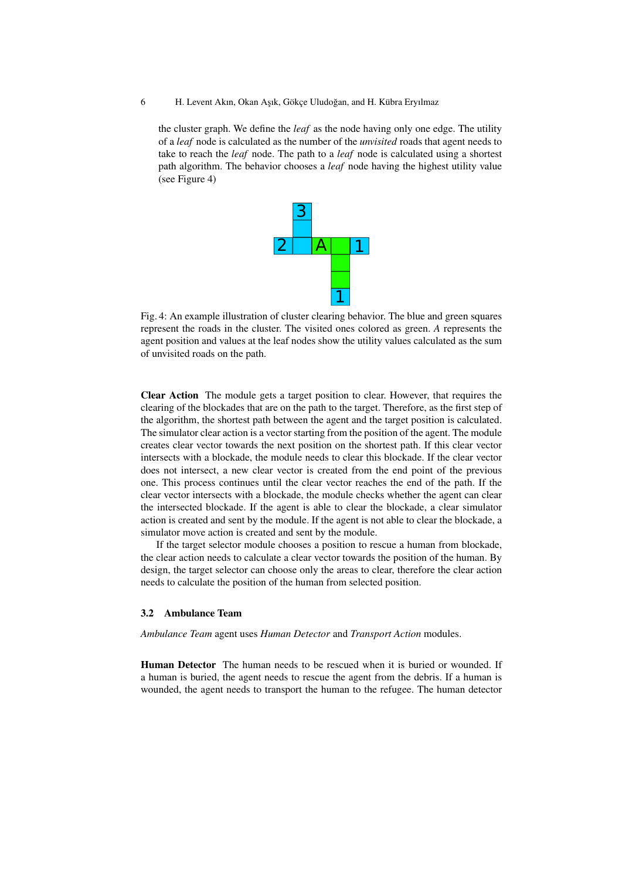the cluster graph. We define the *leaf* as the node having only one edge. The utility of a *leaf* node is calculated as the number of the *unvisited* roads that agent needs to take to reach the *leaf* node. The path to a *leaf* node is calculated using a shortest path algorithm. The behavior chooses a *leaf* node having the highest utility value (see Figure 4)

Fig. 4: An example illustration of cluster clearing behavior. The blue and green squares represent the roads in the cluster. The visited ones colored as green. *A* represents the agent position and values at the leaf nodes show the utility values calculated as the sum of unvisited roads on the path.

**Clear Action** The module gets a target position to clear. However, that requires the clearing of the blockades that are on the path to the target. Therefore, as the first step of the algorithm, the shortest path between the agent and the target position is calculated. The simulator clear action is a vector starting from the position of the agent. The module creates clear vector towards the next position on the shortest path. If this clear vector intersects with a blockade, the module needs to clear this blockade. If the clear vector does not intersect, a new clear vector is created from the end point of the previous one. This process continues until the clear vector reaches the end of the path. If the clear vector intersects with a blockade, the module checks whether the agent can clear the intersected blockade. If the agent is able to clear the blockade, a clear simulator action is created and sent by the module. If the agent is not able to clear the blockade, a simulator move action is created and sent by the module.

If the target selector module chooses a position to rescue a human from blockade, the clear action needs to calculate a clear vector towards the position of the human. By design, the target selector can choose only the areas to clear, therefore the clear action needs to calculate the position of the human from selected position.

### 3.2 Ambulance Team

*Ambulance Team* agent uses *Human Detector* and *Transport Action* modules.

**Human Detector** The human needs to be rescued when it is buried or wounded. If a human is buried, the agent needs to rescue the agent from the debris. If a human is wounded, the agent needs to transport the human to the refugee. The human detector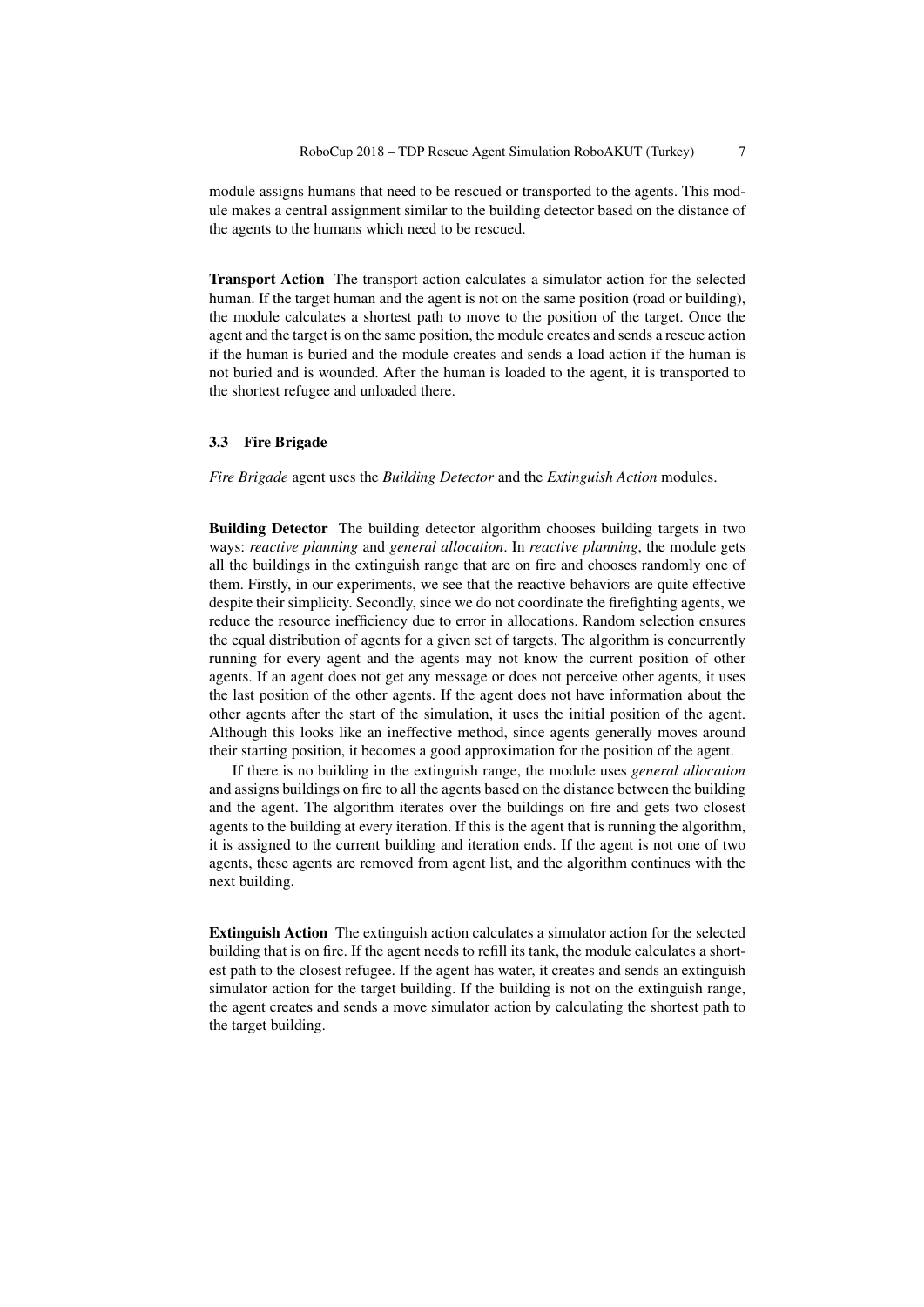module assigns humans that need to be rescued or transported to the agents. This module makes a central assignment similar to the building detector based on the distance of the agents to the humans which need to be rescued.

**Transport Action** The transport action calculates a simulator action for the selected human. If the target human and the agent is not on the same position (road or building), the module calculates a shortest path to move to the position of the target. Once the agent and the target is on the same position, the module creates and sends a rescue action if the human is buried and the module creates and sends a load action if the human is not buried and is wounded. After the human is loaded to the agent, it is transported to the shortest refugee and unloaded there.

### 3.3 Fire Brigade

*Fire Brigade* agent uses the *Building Detector* and the *Extinguish Action* modules.

**Building Detector** The building detector algorithm chooses building targets in two ways: *reactive planning* and *general allocation*. In *reactive planning*, the module gets all the buildings in the extinguish range that are on fire and chooses randomly one of them. Firstly, in our experiments, we see that the reactive behaviors are quite effective despite their simplicity. Secondly, since we do not coordinate the firefighting agents, we reduce the resource inefficiency due to error in allocations. Random selection ensures the equal distribution of agents for a given set of targets. The algorithm is concurrently running for every agent and the agents may not know the current position of other agents. If an agent does not get any message or does not perceive other agents, it uses the last position of the other agents. If the agent does not have information about the other agents after the start of the simulation, it uses the initial position of the agent. Although this looks like an ineffective method, since agents generally moves around their starting position, it becomes a good approximation for the position of the agent.

If there is no building in the extinguish range, the module uses *general allocation* and assigns buildings on fire to all the agents based on the distance between the building and the agent. The algorithm iterates over the buildings on fire and gets two closest agents to the building at every iteration. If this is the agent that is running the algorithm, it is assigned to the current building and iteration ends. If the agent is not one of two agents, these agents are removed from agent list, and the algorithm continues with the next building.

**Extinguish Action** The extinguish action calculates a simulator action for the selected building that is on fire. If the agent needs to refill its tank, the module calculates a shortest path to the closest refugee. If the agent has water, it creates and sends an extinguish simulator action for the target building. If the building is not on the extinguish range, the agent creates and sends a move simulator action by calculating the shortest path to the target building.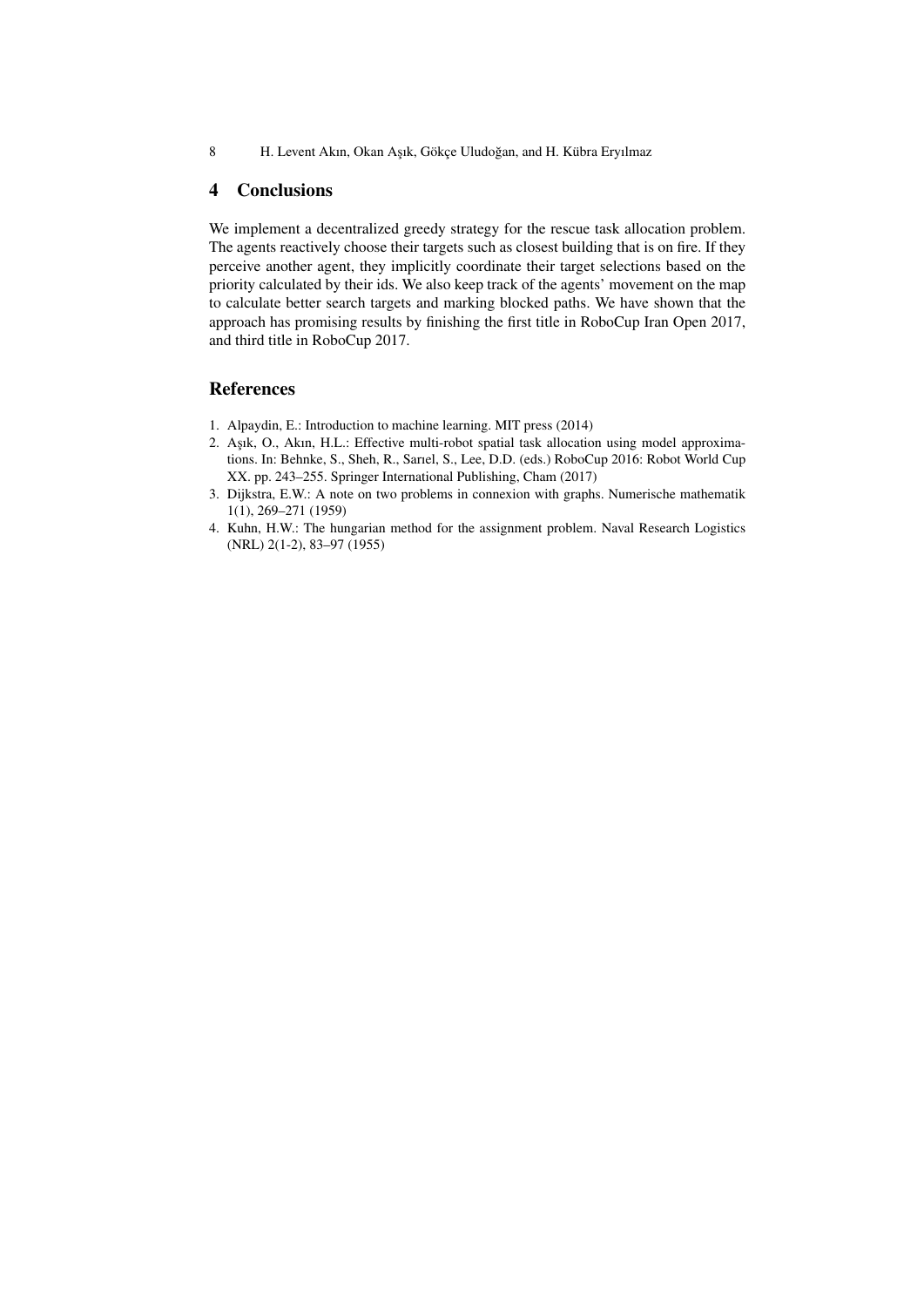## 4 Conclusions

We implement a decentralized greedy strategy for the rescue task allocation problem. The agents reactively choose their targets such as closest building that is on fire. If they perceive another agent, they implicitly coordinate their target selections based on the priority calculated by their ids. We also keep track of the agents' movement on the map to calculate better search targets and marking blocked paths. We have shown that the approach has promising results by finishing the first title in RoboCup Iran Open 2017, and third title in RoboCup 2017.

## References

1. Alpaydin, E.: Introduction to machine learning. MIT press (2014)
2. Aşık, O., Akın, H.L.: Effective multi-robot spatial task allocation using model approximations. In: Behnke, S., Sheh, R., Sarıel, S., Lee, D.D. (eds.) RoboCup 2016: Robot World Cup XX. pp. 243–255. Springer International Publishing, Cham (2017)
3. Dijkstra, E.W.: A note on two problems in connexion with graphs. Numerische mathematik 1(1), 269–271 (1959)
4. Kuhn, H.W.: The hungarian method for the assignment problem. Naval Research Logistics (NRL) 2(1-2), 83–97 (1955)